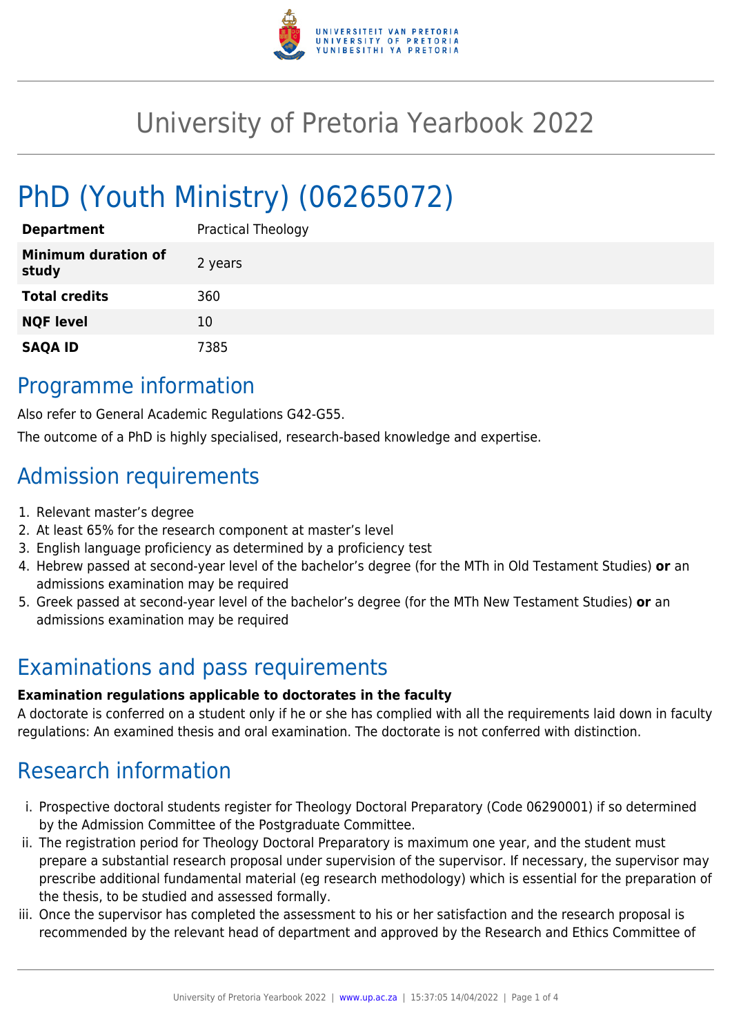# University of Pretoria Yearbook 2022

## PhD (Youth Ministry) (06265072)

| | |
|---|---|
| **Department** | Practical Theology |
| **Minimum duration of study** | 2 years |
| **Total credits** | 360 |
| **NQF level** | 10 |
| **SAQA ID** | 7385 |

## Programme information

Also refer to General Academic Regulations G42-G55.

The outcome of a PhD is highly specialised, research-based knowledge and expertise.

## Admission requirements

1. Relevant master's degree
2. At least 65% for the research component at master's level
3. English language proficiency as determined by a proficiency test
4. Hebrew passed at second-year level of the bachelor's degree (for the MTh in Old Testament Studies) **or** an admissions examination may be required
5. Greek passed at second-year level of the bachelor's degree (for the MTh New Testament Studies) **or** an admissions examination may be required

## Examinations and pass requirements

**Examination regulations applicable to doctorates in the faculty**

A doctorate is conferred on a student only if he or she has complied with all the requirements laid down in faculty regulations: An examined thesis and oral examination. The doctorate is not conferred with distinction.

## Research information

i. Prospective doctoral students register for Theology Doctoral Preparatory (Code 06290001) if so determined by the Admission Committee of the Postgraduate Committee.

ii. The registration period for Theology Doctoral Preparatory is maximum one year, and the student must prepare a substantial research proposal under supervision of the supervisor. If necessary, the supervisor may prescribe additional fundamental material (eg research methodology) which is essential for the preparation of the thesis, to be studied and assessed formally.

iii. Once the supervisor has completed the assessment to his or her satisfaction and the research proposal is recommended by the relevant head of department and approved by the Research and Ethics Committee of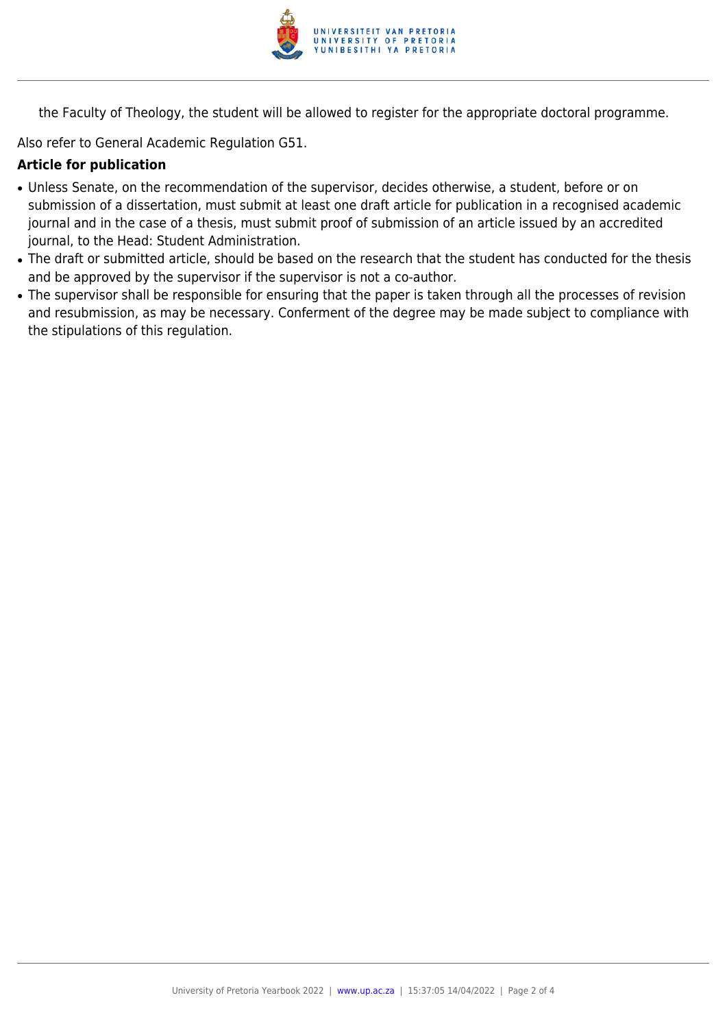the Faculty of Theology, the student will be allowed to register for the appropriate doctoral programme.

Also refer to General Academic Regulation G51.

**Article for publication**

- Unless Senate, on the recommendation of the supervisor, decides otherwise, a student, before or on submission of a dissertation, must submit at least one draft article for publication in a recognised academic journal and in the case of a thesis, must submit proof of submission of an article issued by an accredited journal, to the Head: Student Administration.
- The draft or submitted article, should be based on the research that the student has conducted for the thesis and be approved by the supervisor if the supervisor is not a co-author.
- The supervisor shall be responsible for ensuring that the paper is taken through all the processes of revision and resubmission, as may be necessary. Conferment of the degree may be made subject to compliance with the stipulations of this regulation.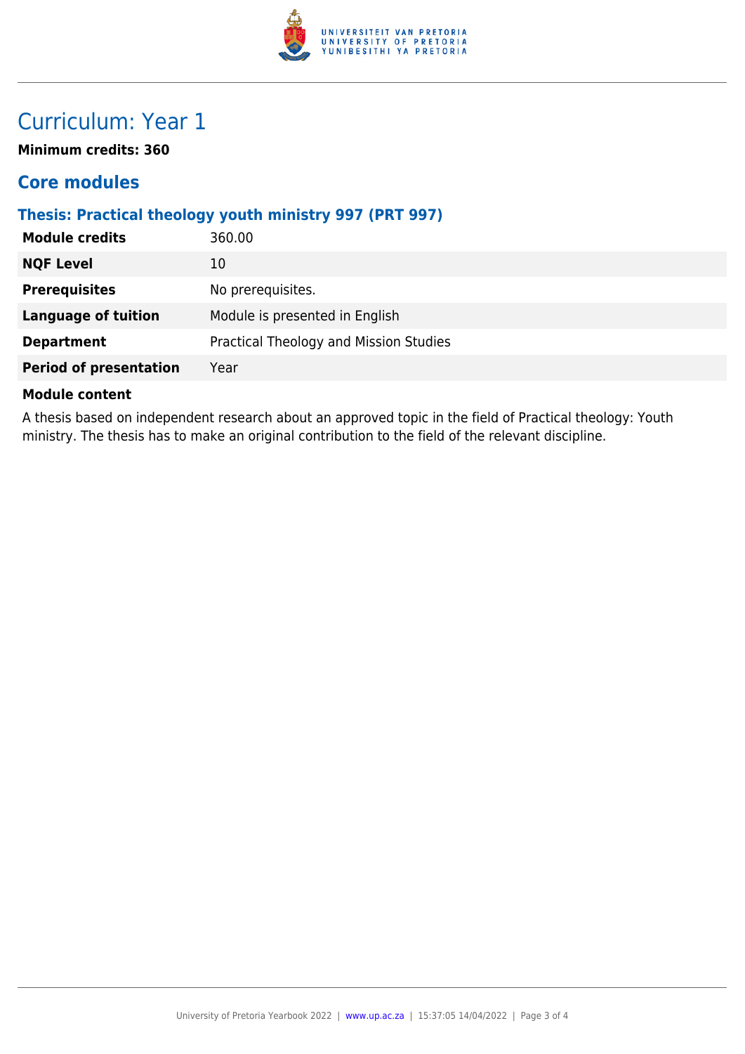# Curriculum: Year 1

**Minimum credits: 360**

## Core modules

### Thesis: Practical theology youth ministry 997 (PRT 997)

| | |
|---|---|
| **Module credits** | 360.00 |
| **NQF Level** | 10 |
| **Prerequisites** | No prerequisites. |
| **Language of tuition** | Module is presented in English |
| **Department** | Practical Theology and Mission Studies |
| **Period of presentation** | Year |

**Module content**

A thesis based on independent research about an approved topic in the field of Practical theology: Youth ministry. The thesis has to make an original contribution to the field of the relevant discipline.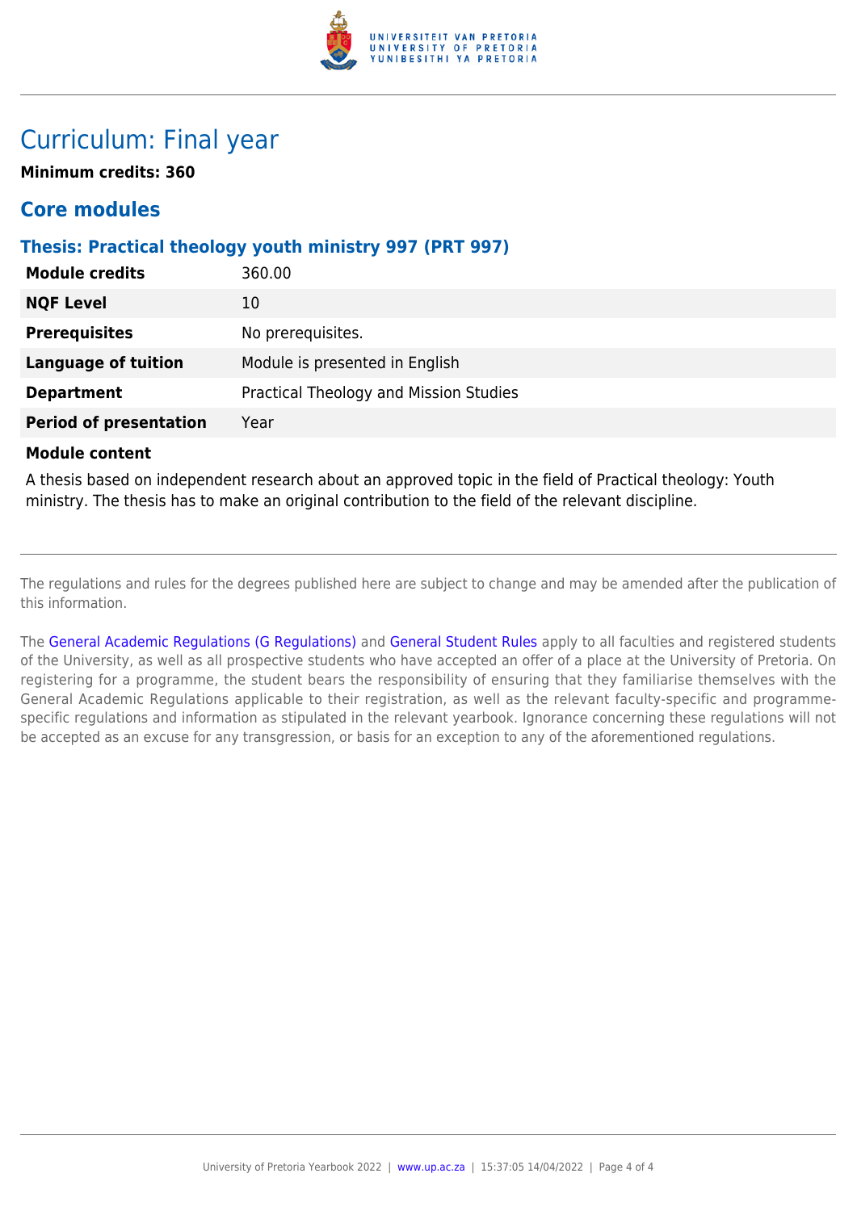# Curriculum: Final year

**Minimum credits: 360**

## Core modules

### Thesis: Practical theology youth ministry 997 (PRT 997)

| | |
|---|---|
| **Module credits** | 360.00 |
| **NQF Level** | 10 |
| **Prerequisites** | No prerequisites. |
| **Language of tuition** | Module is presented in English |
| **Department** | Practical Theology and Mission Studies |
| **Period of presentation** | Year |

**Module content**

A thesis based on independent research about an approved topic in the field of Practical theology: Youth ministry. The thesis has to make an original contribution to the field of the relevant discipline.

---

The regulations and rules for the degrees published here are subject to change and may be amended after the publication of this information.

The General Academic Regulations (G Regulations) and General Student Rules apply to all faculties and registered students of the University, as well as all prospective students who have accepted an offer of a place at the University of Pretoria. On registering for a programme, the student bears the responsibility of ensuring that they familiarise themselves with the General Academic Regulations applicable to their registration, as well as the relevant faculty-specific and programme-specific regulations and information as stipulated in the relevant yearbook. Ignorance concerning these regulations will not be accepted as an excuse for any transgression, or basis for an exception to any of the aforementioned regulations.